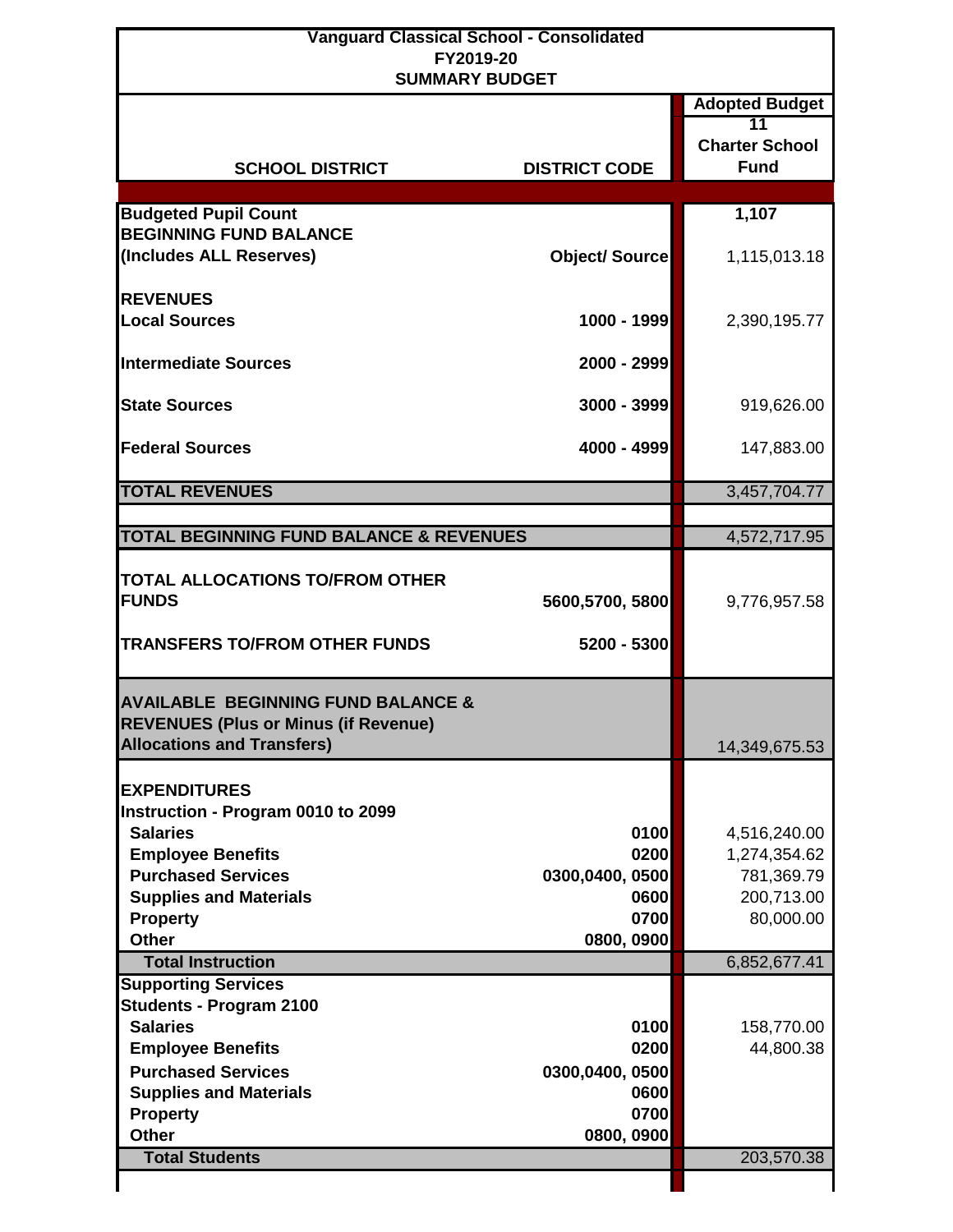# Vanguard Classical School - Consolidated
## FY2019-20
## SUMMARY BUDGET

| SCHOOL DISTRICT | DISTRICT CODE | Adopted Budget<br>11<br>Charter School Fund |
|---|---|---|
| **Budgeted Pupil Count** | | **1,107** |
| **BEGINNING FUND BALANCE (Includes ALL Reserves)** | **Object/ Source** | 1,115,013.18 |
| **REVENUES** | | |
| **Local Sources** | **1000 - 1999** | 2,390,195.77 |
| **Intermediate Sources** | **2000 - 2999** | |
| **State Sources** | **3000 - 3999** | 919,626.00 |
| **Federal Sources** | **4000 - 4999** | 147,883.00 |
| **TOTAL REVENUES** | | 3,457,704.77 |
| **TOTAL BEGINNING FUND BALANCE & REVENUES** | | 4,572,717.95 |
| **TOTAL ALLOCATIONS TO/FROM OTHER FUNDS** | **5600,5700, 5800** | 9,776,957.58 |
| **TRANSFERS TO/FROM OTHER FUNDS** | **5200 - 5300** | |
| **AVAILABLE BEGINNING FUND BALANCE & REVENUES (Plus or Minus (if Revenue) Allocations and Transfers)** | | 14,349,675.53 |
| **EXPENDITURES** | | |
| **Instruction - Program 0010 to 2099** | | |
| **Salaries** | **0100** | 4,516,240.00 |
| **Employee Benefits** | **0200** | 1,274,354.62 |
| **Purchased Services** | **0300,0400, 0500** | 781,369.79 |
| **Supplies and Materials** | **0600** | 200,713.00 |
| **Property** | **0700** | 80,000.00 |
| **Other** | **0800, 0900** | |
| **Total Instruction** | | 6,852,677.41 |
| **Supporting Services** | | |
| **Students - Program 2100** | | |
| **Salaries** | **0100** | 158,770.00 |
| **Employee Benefits** | **0200** | 44,800.38 |
| **Purchased Services** | **0300,0400, 0500** | |
| **Supplies and Materials** | **0600** | |
| **Property** | **0700** | |
| **Other** | **0800, 0900** | |
| **Total Students** | | 203,570.38 |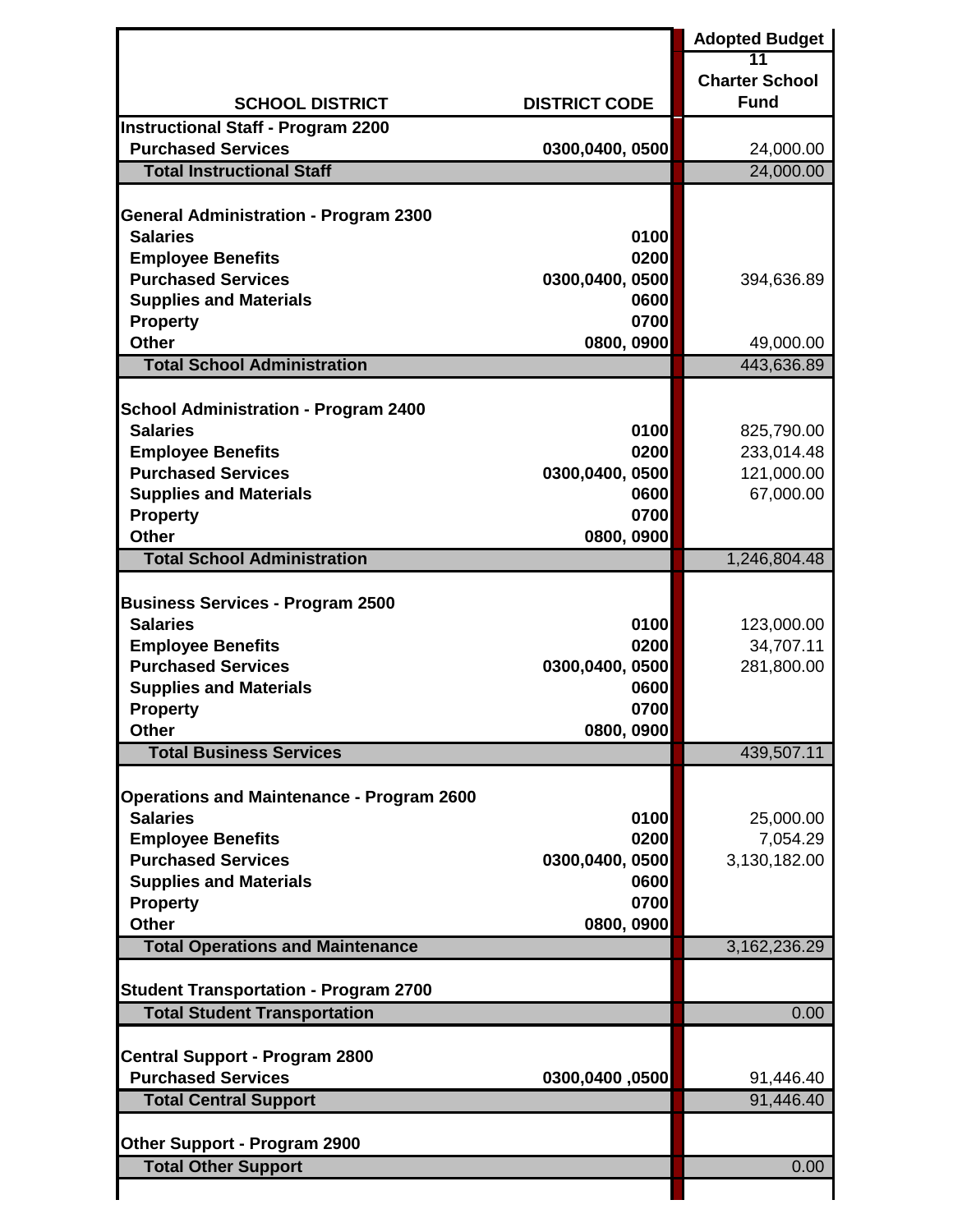| SCHOOL DISTRICT | DISTRICT CODE | Adopted Budget<br>11<br>Charter School Fund |
|---|---|---|
| **Instructional Staff - Program 2200** | | |
| Purchased Services | 0300,0400, 0500 | 24,000.00 |
| **Total Instructional Staff** | | 24,000.00 |
| | | |
| **General Administration - Program 2300** | | |
| Salaries | 0100 | |
| Employee Benefits | 0200 | |
| Purchased Services | 0300,0400, 0500 | 394,636.89 |
| Supplies and Materials | 0600 | |
| Property | 0700 | |
| Other | 0800, 0900 | 49,000.00 |
| **Total School Administration** | | 443,636.89 |
| | | |
| **School Administration - Program 2400** | | |
| Salaries | 0100 | 825,790.00 |
| Employee Benefits | 0200 | 233,014.48 |
| Purchased Services | 0300,0400, 0500 | 121,000.00 |
| Supplies and Materials | 0600 | 67,000.00 |
| Property | 0700 | |
| Other | 0800, 0900 | |
| **Total School Administration** | | 1,246,804.48 |
| | | |
| **Business Services - Program 2500** | | |
| Salaries | 0100 | 123,000.00 |
| Employee Benefits | 0200 | 34,707.11 |
| Purchased Services | 0300,0400, 0500 | 281,800.00 |
| Supplies and Materials | 0600 | |
| Property | 0700 | |
| Other | 0800, 0900 | |
| **Total Business Services** | | 439,507.11 |
| | | |
| **Operations and Maintenance - Program 2600** | | |
| Salaries | 0100 | 25,000.00 |
| Employee Benefits | 0200 | 7,054.29 |
| Purchased Services | 0300,0400, 0500 | 3,130,182.00 |
| Supplies and Materials | 0600 | |
| Property | 0700 | |
| Other | 0800, 0900 | |
| **Total Operations and Maintenance** | | 3,162,236.29 |
| | | |
| **Student Transportation - Program 2700** | | |
| **Total Student Transportation** | | 0.00 |
| | | |
| **Central Support - Program 2800** | | |
| Purchased Services | 0300,0400 ,0500 | 91,446.40 |
| **Total Central Support** | | 91,446.40 |
| | | |
| **Other Support - Program 2900** | | |
| **Total Other Support** | | 0.00 |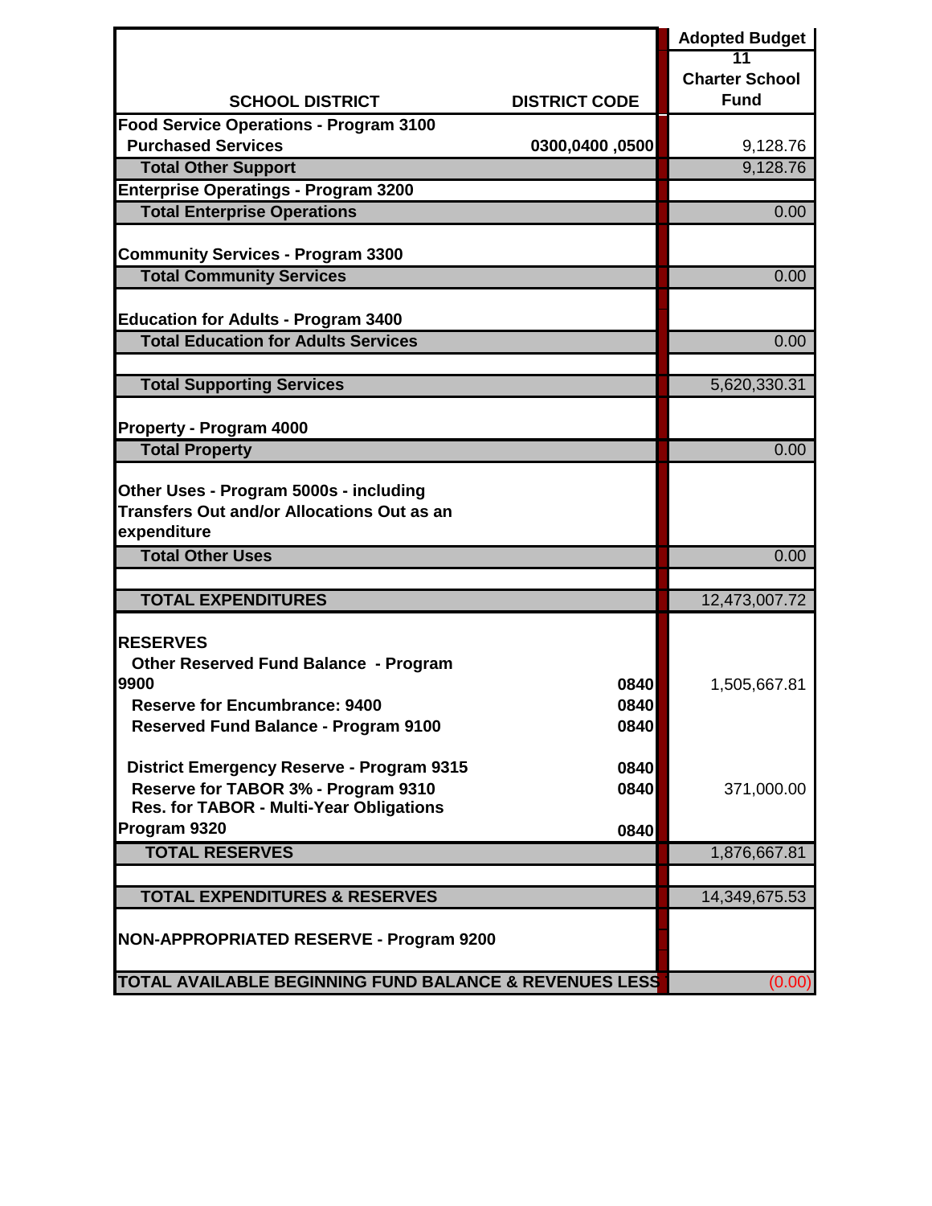| SCHOOL DISTRICT | DISTRICT CODE | Adopted Budget 11 Charter School Fund |
|---|---|---|
| **Food Service Operations - Program 3100** | | |
| **Purchased Services** | **0300,0400 ,0500** | 9,128.76 |
| **Total Other Support** | | 9,128.76 |
| **Enterprise Operatings - Program 3200** | | |
| **Total Enterprise Operations** | | 0.00 |
| **Community Services - Program 3300** | | |
| **Total Community Services** | | 0.00 |
| **Education for Adults - Program 3400** | | |
| **Total Education for Adults Services** | | 0.00 |
| | | |
| **Total Supporting Services** | | 5,620,330.31 |
| **Property - Program 4000** | | |
| **Total Property** | | 0.00 |
| **Other Uses - Program 5000s - including Transfers Out and/or Allocations Out as an expenditure** | | |
| **Total Other Uses** | | 0.00 |
| | | |
| **TOTAL EXPENDITURES** | | 12,473,007.72 |
| **RESERVES** | | |
| **Other Reserved Fund Balance - Program 9900** | **0840** | 1,505,667.81 |
| **Reserve for Encumbrance: 9400** | **0840** | |
| **Reserved Fund Balance - Program 9100** | **0840** | |
| **District Emergency Reserve - Program 9315** | **0840** | |
| **Reserve for TABOR 3% - Program 9310** | **0840** | 371,000.00 |
| **Res. for TABOR - Multi-Year Obligations Program 9320** | **0840** | |
| **TOTAL RESERVES** | | 1,876,667.81 |
| | | |
| **TOTAL EXPENDITURES & RESERVES** | | 14,349,675.53 |
| **NON-APPROPRIATED RESERVE - Program 9200** | | |
| **TOTAL AVAILABLE BEGINNING FUND BALANCE & REVENUES LESS** | | (0.00) |